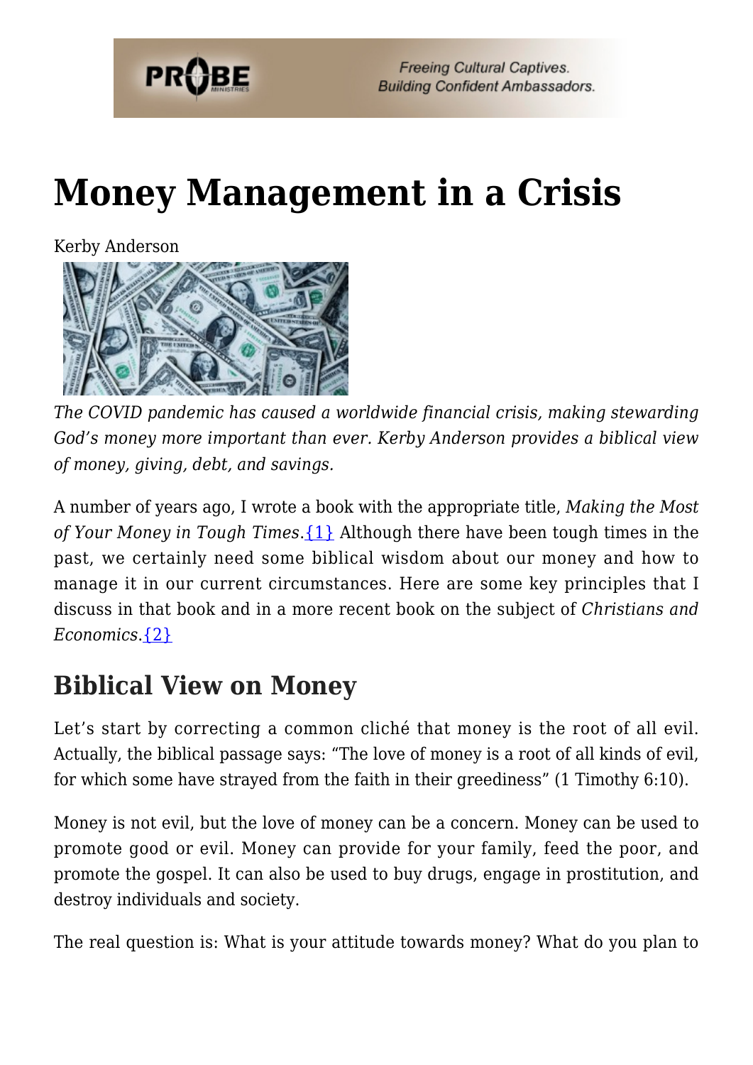# Money Management in a Crisis

Kerby Anderson

*The COVID pandemic has caused a worldwide financial crisis, making stewarding God's money more important than ever. Kerby Anderson provides a biblical view of money, giving, debt, and savings.*

A number of years ago, I wrote a book with the appropriate title, *Making the Most of Your Money in Tough Times*.{1} Although there have been tough times in the past, we certainly need some biblical wisdom about our money and how to manage it in our current circumstances. Here are some key principles that I discuss in that book and in a more recent book on the subject of *Christians and Economics*.{2}

## Biblical View on Money

Let's start by correcting a common cliché that money is the root of all evil. Actually, the biblical passage says: "The love of money is a root of all kinds of evil, for which some have strayed from the faith in their greediness" (1 Timothy 6:10).

Money is not evil, but the love of money can be a concern. Money can be used to promote good or evil. Money can provide for your family, feed the poor, and promote the gospel. It can also be used to buy drugs, engage in prostitution, and destroy individuals and society.

The real question is: What is your attitude towards money? What do you plan to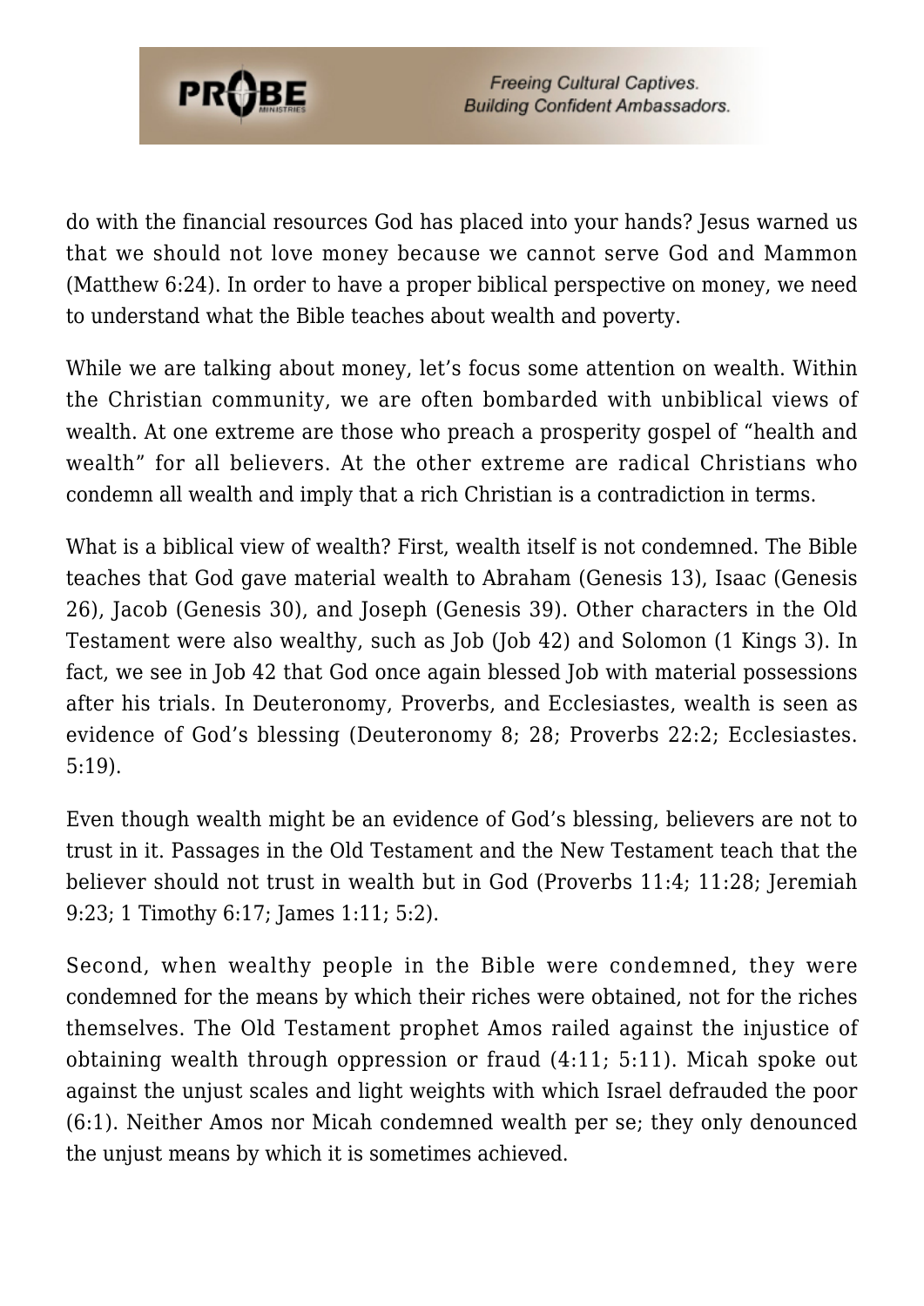do with the financial resources God has placed into your hands? Jesus warned us that we should not love money because we cannot serve God and Mammon (Matthew 6:24). In order to have a proper biblical perspective on money, we need to understand what the Bible teaches about wealth and poverty.

While we are talking about money, let's focus some attention on wealth. Within the Christian community, we are often bombarded with unbiblical views of wealth. At one extreme are those who preach a prosperity gospel of "health and wealth" for all believers. At the other extreme are radical Christians who condemn all wealth and imply that a rich Christian is a contradiction in terms.

What is a biblical view of wealth? First, wealth itself is not condemned. The Bible teaches that God gave material wealth to Abraham (Genesis 13), Isaac (Genesis 26), Jacob (Genesis 30), and Joseph (Genesis 39). Other characters in the Old Testament were also wealthy, such as Job (Job 42) and Solomon (1 Kings 3). In fact, we see in Job 42 that God once again blessed Job with material possessions after his trials. In Deuteronomy, Proverbs, and Ecclesiastes, wealth is seen as evidence of God's blessing (Deuteronomy 8; 28; Proverbs 22:2; Ecclesiastes. 5:19).

Even though wealth might be an evidence of God's blessing, believers are not to trust in it. Passages in the Old Testament and the New Testament teach that the believer should not trust in wealth but in God (Proverbs 11:4; 11:28; Jeremiah 9:23; 1 Timothy 6:17; James 1:11; 5:2).

Second, when wealthy people in the Bible were condemned, they were condemned for the means by which their riches were obtained, not for the riches themselves. The Old Testament prophet Amos railed against the injustice of obtaining wealth through oppression or fraud (4:11; 5:11). Micah spoke out against the unjust scales and light weights with which Israel defrauded the poor (6:1). Neither Amos nor Micah condemned wealth per se; they only denounced the unjust means by which it is sometimes achieved.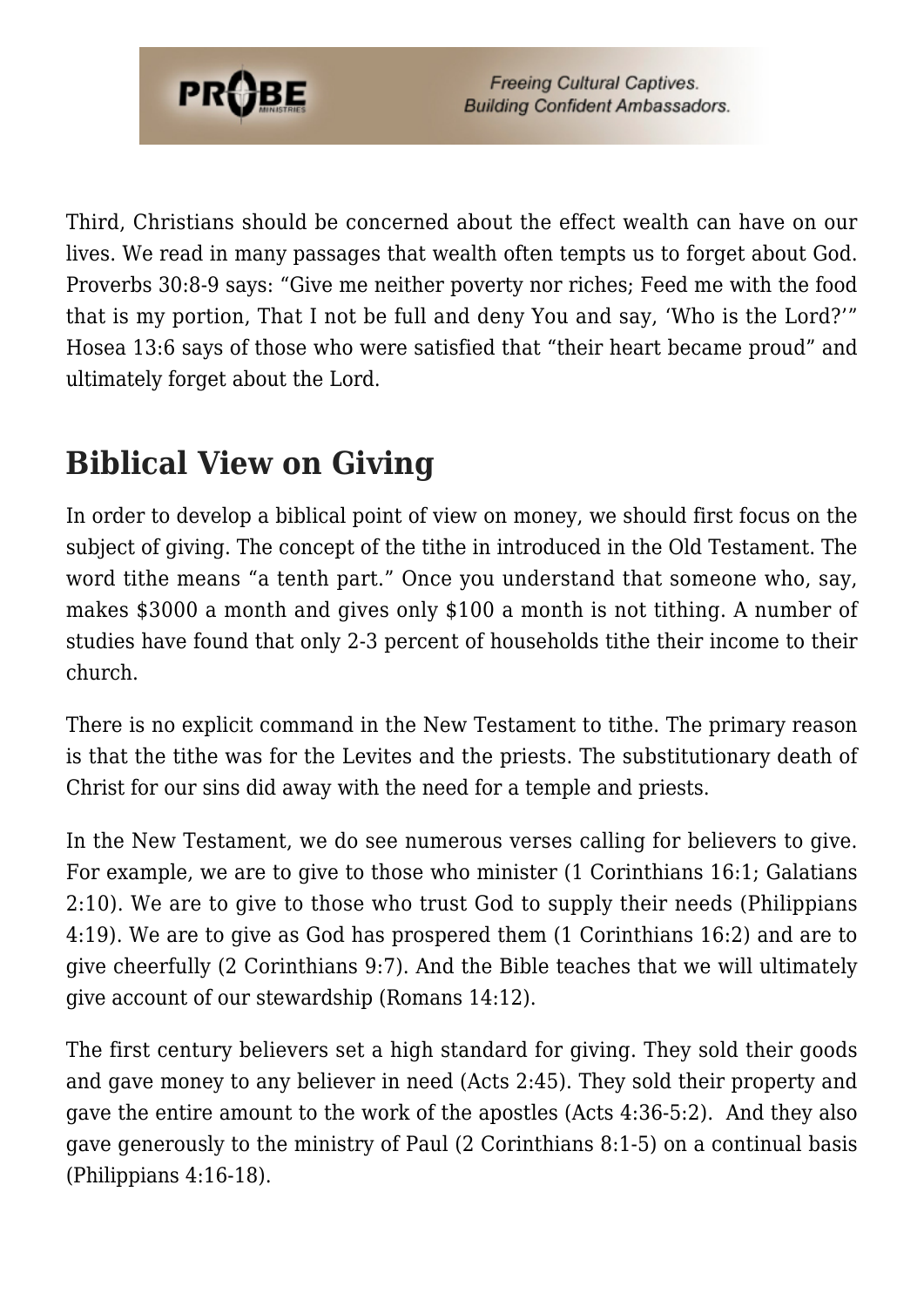Third, Christians should be concerned about the effect wealth can have on our lives. We read in many passages that wealth often tempts us to forget about God. Proverbs 30:8-9 says: "Give me neither poverty nor riches; Feed me with the food that is my portion, That I not be full and deny You and say, 'Who is the Lord?'" Hosea 13:6 says of those who were satisfied that "their heart became proud" and ultimately forget about the Lord.

## Biblical View on Giving

In order to develop a biblical point of view on money, we should first focus on the subject of giving. The concept of the tithe in introduced in the Old Testament. The word tithe means "a tenth part." Once you understand that someone who, say, makes $3000 a month and gives only $100 a month is not tithing. A number of studies have found that only 2-3 percent of households tithe their income to their church.

There is no explicit command in the New Testament to tithe. The primary reason is that the tithe was for the Levites and the priests. The substitutionary death of Christ for our sins did away with the need for a temple and priests.

In the New Testament, we do see numerous verses calling for believers to give. For example, we are to give to those who minister (1 Corinthians 16:1; Galatians 2:10). We are to give to those who trust God to supply their needs (Philippians 4:19). We are to give as God has prospered them (1 Corinthians 16:2) and are to give cheerfully (2 Corinthians 9:7). And the Bible teaches that we will ultimately give account of our stewardship (Romans 14:12).

The first century believers set a high standard for giving. They sold their goods and gave money to any believer in need (Acts 2:45). They sold their property and gave the entire amount to the work of the apostles (Acts 4:36-5:2). And they also gave generously to the ministry of Paul (2 Corinthians 8:1-5) on a continual basis (Philippians 4:16-18).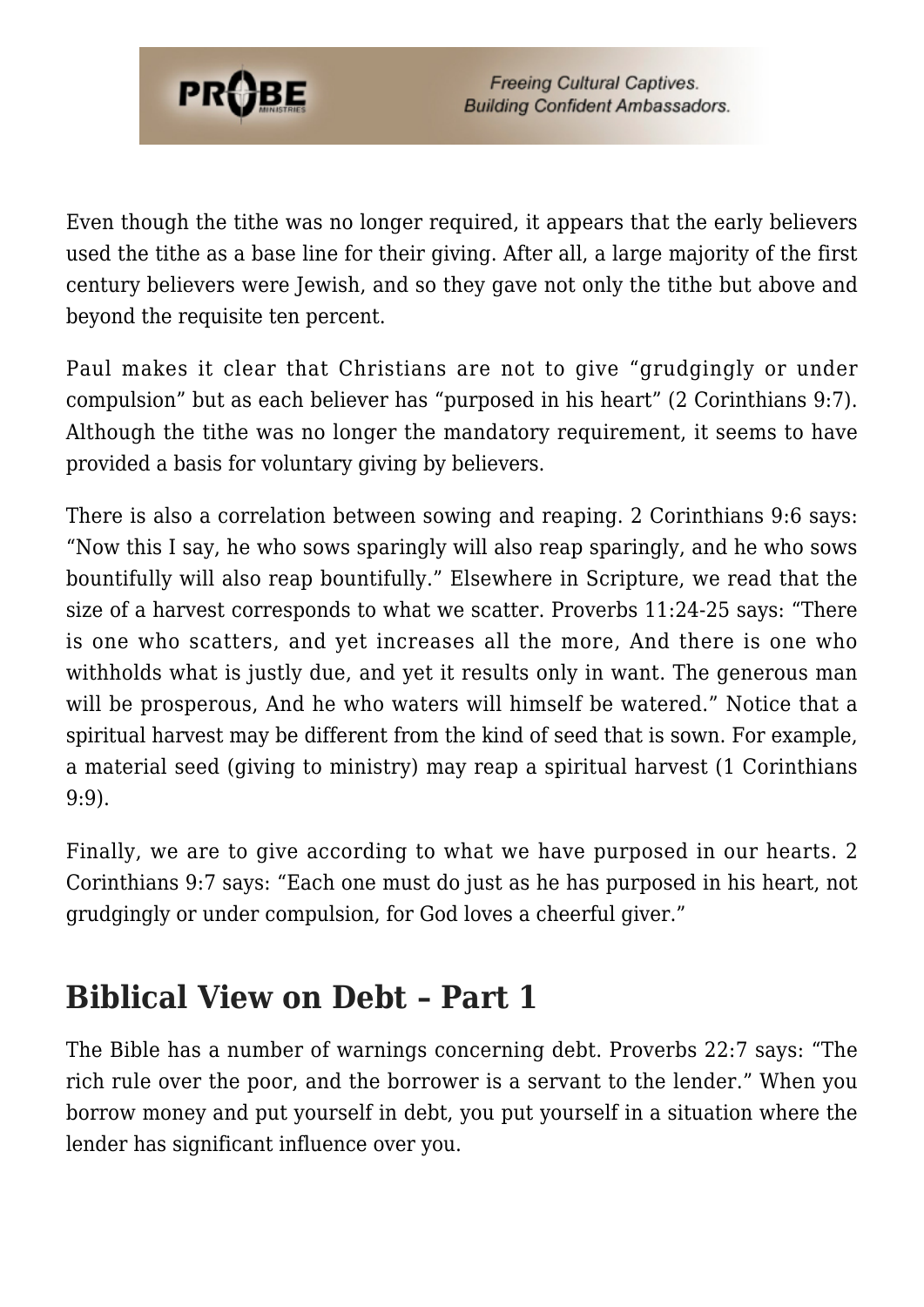Even though the tithe was no longer required, it appears that the early believers used the tithe as a base line for their giving. After all, a large majority of the first century believers were Jewish, and so they gave not only the tithe but above and beyond the requisite ten percent.

Paul makes it clear that Christians are not to give "grudgingly or under compulsion" but as each believer has "purposed in his heart" (2 Corinthians 9:7). Although the tithe was no longer the mandatory requirement, it seems to have provided a basis for voluntary giving by believers.

There is also a correlation between sowing and reaping. 2 Corinthians 9:6 says: "Now this I say, he who sows sparingly will also reap sparingly, and he who sows bountifully will also reap bountifully." Elsewhere in Scripture, we read that the size of a harvest corresponds to what we scatter. Proverbs 11:24-25 says: "There is one who scatters, and yet increases all the more, And there is one who withholds what is justly due, and yet it results only in want. The generous man will be prosperous, And he who waters will himself be watered." Notice that a spiritual harvest may be different from the kind of seed that is sown. For example, a material seed (giving to ministry) may reap a spiritual harvest (1 Corinthians 9:9).

Finally, we are to give according to what we have purposed in our hearts. 2 Corinthians 9:7 says: "Each one must do just as he has purposed in his heart, not grudgingly or under compulsion, for God loves a cheerful giver."

## Biblical View on Debt – Part 1

The Bible has a number of warnings concerning debt. Proverbs 22:7 says: "The rich rule over the poor, and the borrower is a servant to the lender." When you borrow money and put yourself in debt, you put yourself in a situation where the lender has significant influence over you.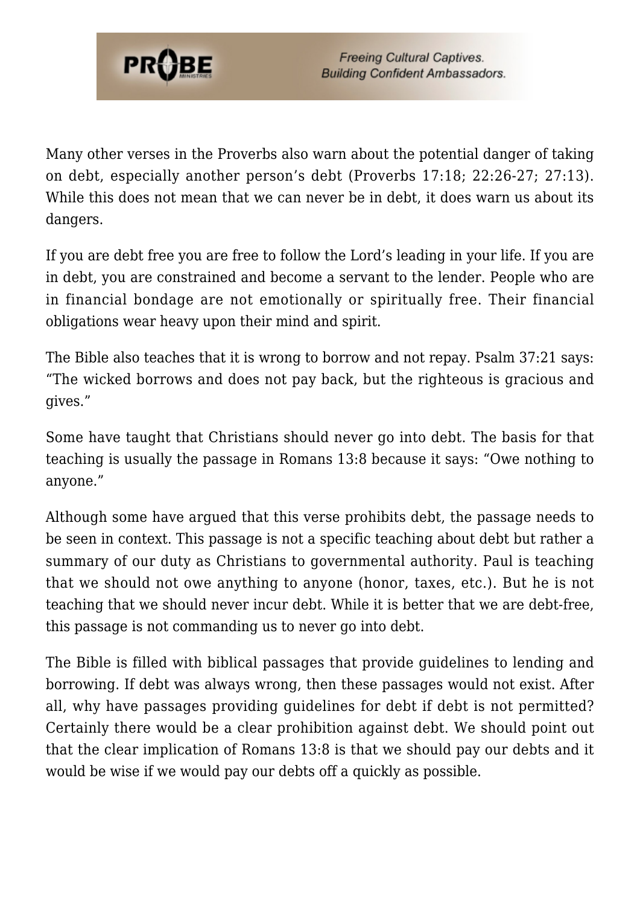Many other verses in the Proverbs also warn about the potential danger of taking on debt, especially another person's debt (Proverbs 17:18; 22:26-27; 27:13). While this does not mean that we can never be in debt, it does warn us about its dangers.

If you are debt free you are free to follow the Lord's leading in your life. If you are in debt, you are constrained and become a servant to the lender. People who are in financial bondage are not emotionally or spiritually free. Their financial obligations wear heavy upon their mind and spirit.

The Bible also teaches that it is wrong to borrow and not repay. Psalm 37:21 says: "The wicked borrows and does not pay back, but the righteous is gracious and gives."

Some have taught that Christians should never go into debt. The basis for that teaching is usually the passage in Romans 13:8 because it says: "Owe nothing to anyone."

Although some have argued that this verse prohibits debt, the passage needs to be seen in context. This passage is not a specific teaching about debt but rather a summary of our duty as Christians to governmental authority. Paul is teaching that we should not owe anything to anyone (honor, taxes, etc.). But he is not teaching that we should never incur debt. While it is better that we are debt-free, this passage is not commanding us to never go into debt.

The Bible is filled with biblical passages that provide guidelines to lending and borrowing. If debt was always wrong, then these passages would not exist. After all, why have passages providing guidelines for debt if debt is not permitted? Certainly there would be a clear prohibition against debt. We should point out that the clear implication of Romans 13:8 is that we should pay our debts and it would be wise if we would pay our debts off a quickly as possible.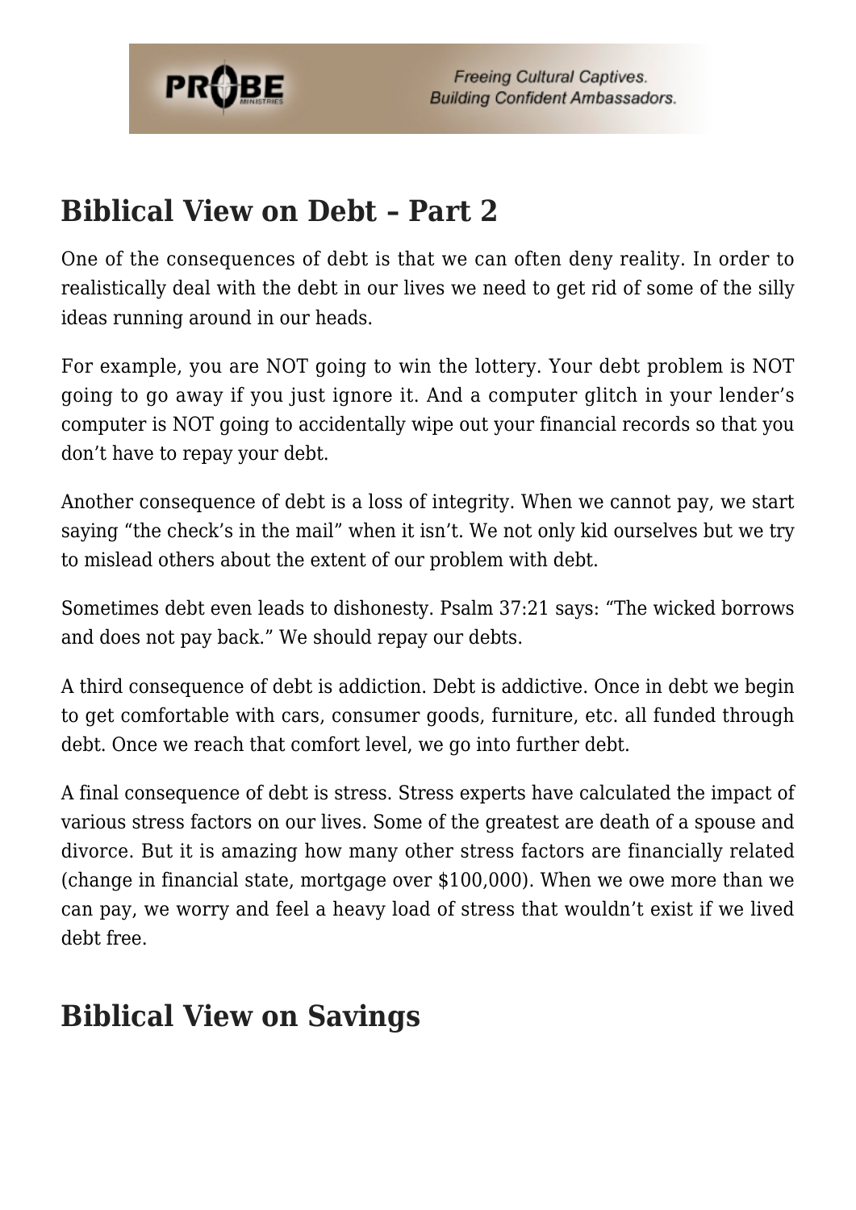## Biblical View on Debt – Part 2

One of the consequences of debt is that we can often deny reality. In order to realistically deal with the debt in our lives we need to get rid of some of the silly ideas running around in our heads.

For example, you are NOT going to win the lottery. Your debt problem is NOT going to go away if you just ignore it. And a computer glitch in your lender's computer is NOT going to accidentally wipe out your financial records so that you don't have to repay your debt.

Another consequence of debt is a loss of integrity. When we cannot pay, we start saying "the check's in the mail" when it isn't. We not only kid ourselves but we try to mislead others about the extent of our problem with debt.

Sometimes debt even leads to dishonesty. Psalm 37:21 says: "The wicked borrows and does not pay back." We should repay our debts.

A third consequence of debt is addiction. Debt is addictive. Once in debt we begin to get comfortable with cars, consumer goods, furniture, etc. all funded through debt. Once we reach that comfort level, we go into further debt.

A final consequence of debt is stress. Stress experts have calculated the impact of various stress factors on our lives. Some of the greatest are death of a spouse and divorce. But it is amazing how many other stress factors are financially related (change in financial state, mortgage over $100,000). When we owe more than we can pay, we worry and feel a heavy load of stress that wouldn't exist if we lived debt free.

## Biblical View on Savings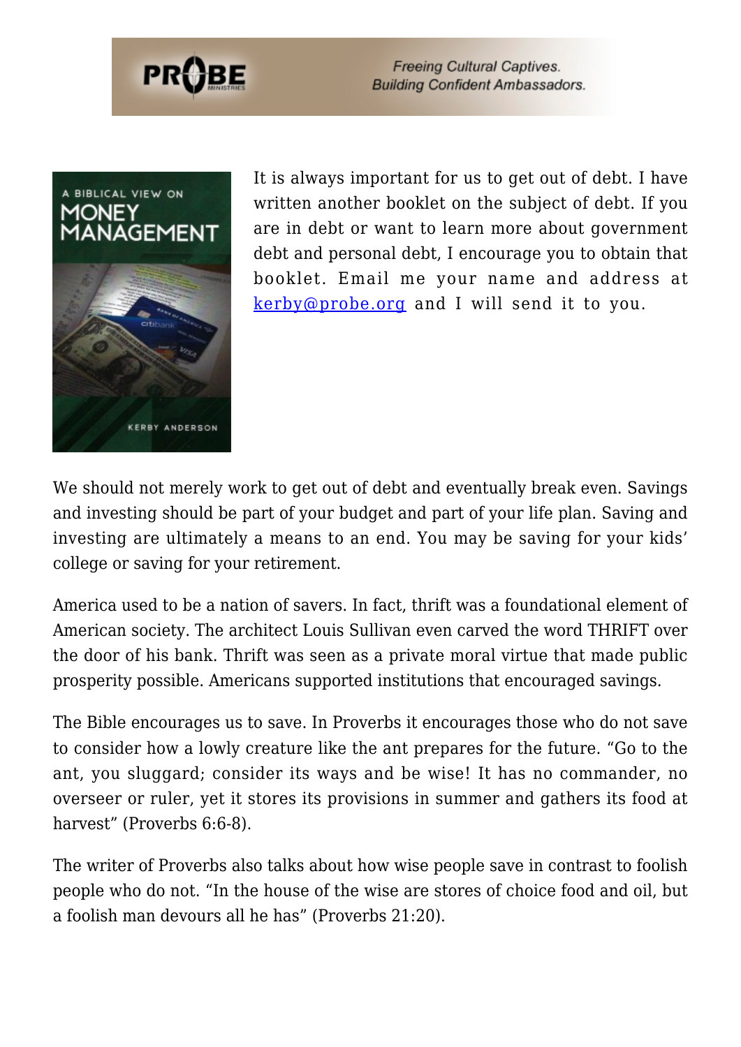It is always important for us to get out of debt. I have written another booklet on the subject of debt. If you are in debt or want to learn more about government debt and personal debt, I encourage you to obtain that booklet. Email me your name and address at [kerby@probe.org](mailto:kerby@probe.org) and I will send it to you.

We should not merely work to get out of debt and eventually break even. Savings and investing should be part of your budget and part of your life plan. Saving and investing are ultimately a means to an end. You may be saving for your kids' college or saving for your retirement.

America used to be a nation of savers. In fact, thrift was a foundational element of American society. The architect Louis Sullivan even carved the word THRIFT over the door of his bank. Thrift was seen as a private moral virtue that made public prosperity possible. Americans supported institutions that encouraged savings.

The Bible encourages us to save. In Proverbs it encourages those who do not save to consider how a lowly creature like the ant prepares for the future. "Go to the ant, you sluggard; consider its ways and be wise! It has no commander, no overseer or ruler, yet it stores its provisions in summer and gathers its food at harvest" (Proverbs 6:6-8).

The writer of Proverbs also talks about how wise people save in contrast to foolish people who do not. "In the house of the wise are stores of choice food and oil, but a foolish man devours all he has" (Proverbs 21:20).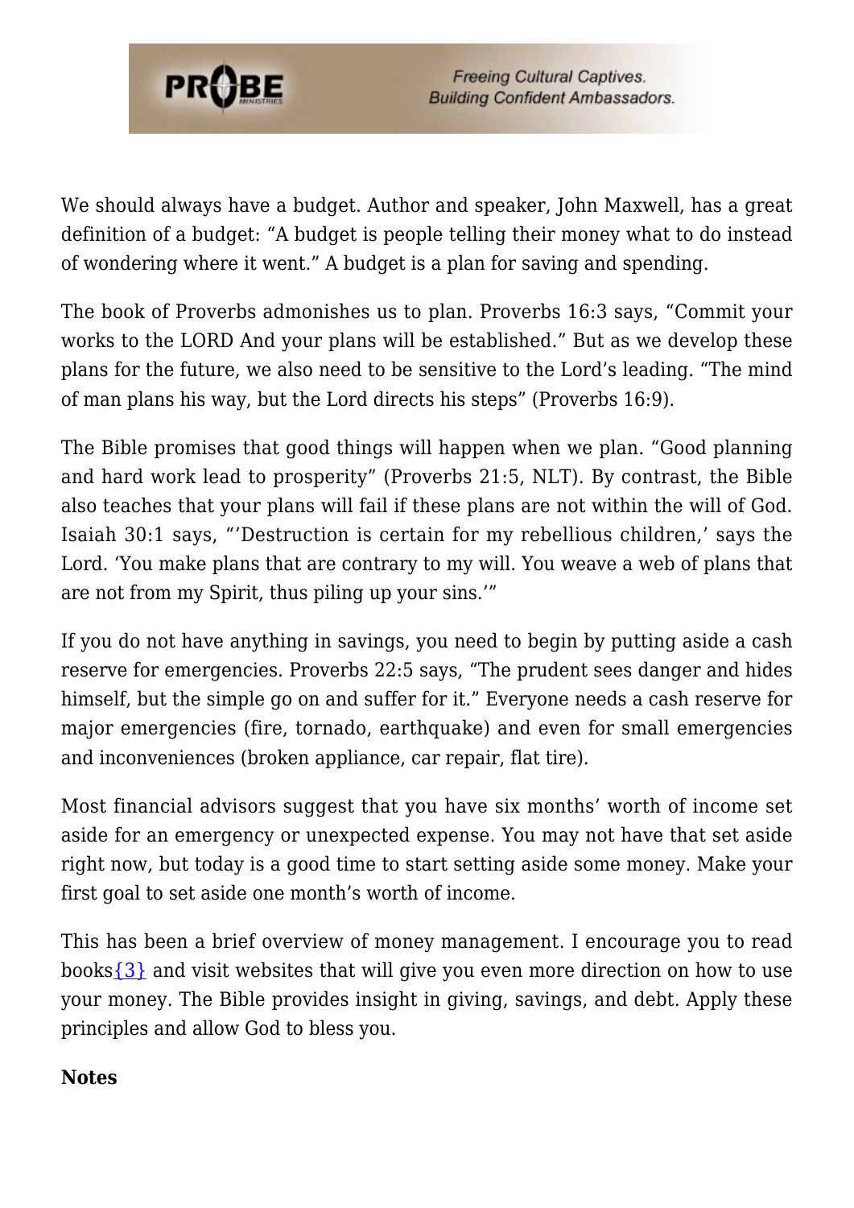We should always have a budget. Author and speaker, John Maxwell, has a great definition of a budget: "A budget is people telling their money what to do instead of wondering where it went." A budget is a plan for saving and spending.

The book of Proverbs admonishes us to plan. Proverbs 16:3 says, "Commit your works to the LORD And your plans will be established." But as we develop these plans for the future, we also need to be sensitive to the Lord's leading. "The mind of man plans his way, but the Lord directs his steps" (Proverbs 16:9).

The Bible promises that good things will happen when we plan. "Good planning and hard work lead to prosperity" (Proverbs 21:5, NLT). By contrast, the Bible also teaches that your plans will fail if these plans are not within the will of God. Isaiah 30:1 says, "'Destruction is certain for my rebellious children,' says the Lord. 'You make plans that are contrary to my will. You weave a web of plans that are not from my Spirit, thus piling up your sins.'"

If you do not have anything in savings, you need to begin by putting aside a cash reserve for emergencies. Proverbs 22:5 says, "The prudent sees danger and hides himself, but the simple go on and suffer for it." Everyone needs a cash reserve for major emergencies (fire, tornado, earthquake) and even for small emergencies and inconveniences (broken appliance, car repair, flat tire).

Most financial advisors suggest that you have six months' worth of income set aside for an emergency or unexpected expense. You may not have that set aside right now, but today is a good time to start setting aside some money. Make your first goal to set aside one month's worth of income.

This has been a brief overview of money management. I encourage you to read books{3} and visit websites that will give you even more direction on how to use your money. The Bible provides insight in giving, savings, and debt. Apply these principles and allow God to bless you.

**Notes**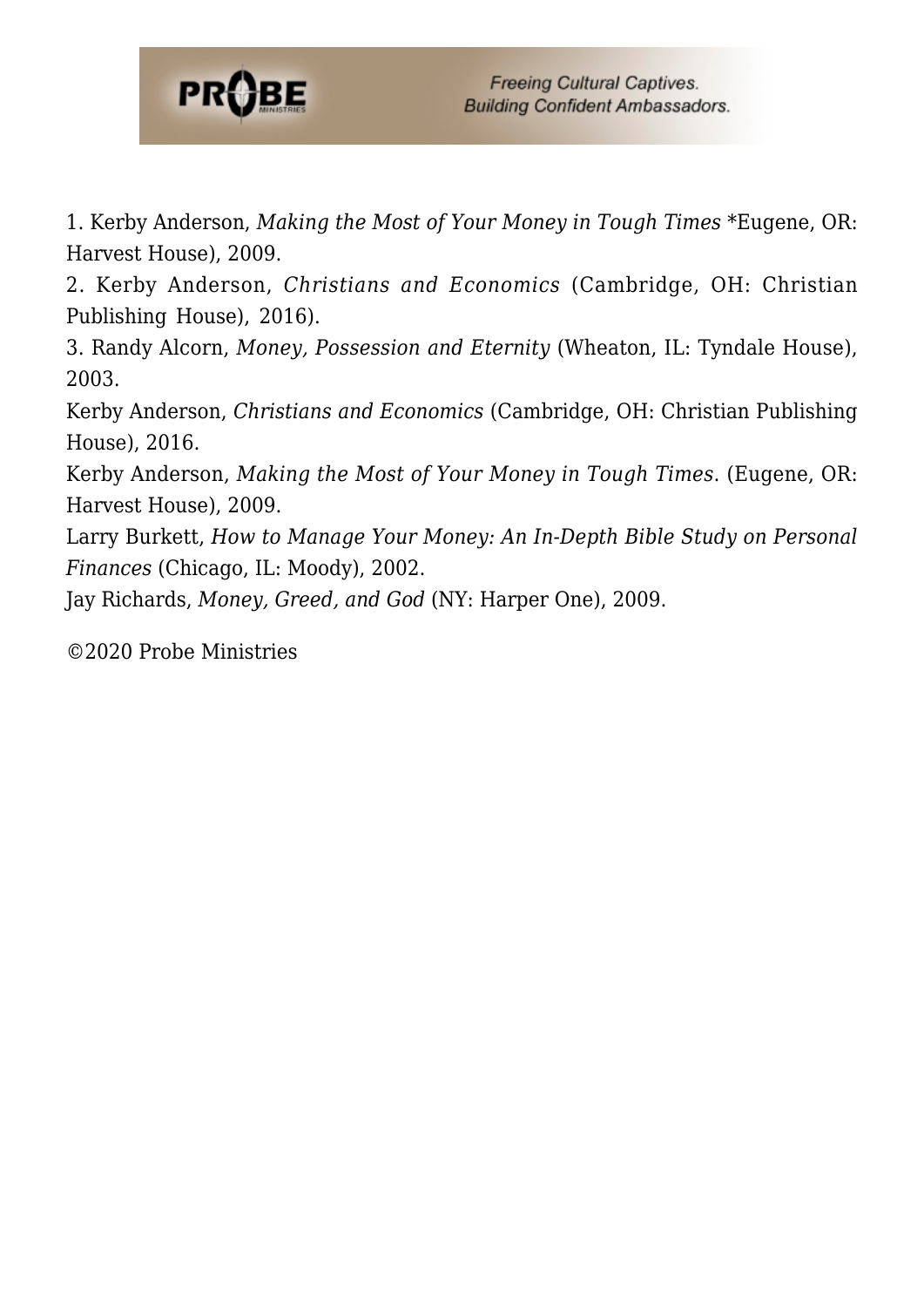1. Kerby Anderson, *Making the Most of Your Money in Tough Times* *Eugene, OR: Harvest House), 2009.
2. Kerby Anderson, *Christians and Economics* (Cambridge, OH: Christian Publishing House), 2016).
3. Randy Alcorn, *Money, Possession and Eternity* (Wheaton, IL: Tyndale House), 2003.

Kerby Anderson, *Christians and Economics* (Cambridge, OH: Christian Publishing House), 2016.

Kerby Anderson, *Making the Most of Your Money in Tough Times*. (Eugene, OR: Harvest House), 2009.

Larry Burkett, *How to Manage Your Money: An In-Depth Bible Study on Personal Finances* (Chicago, IL: Moody), 2002.

Jay Richards, *Money, Greed, and God* (NY: Harper One), 2009.

©2020 Probe Ministries